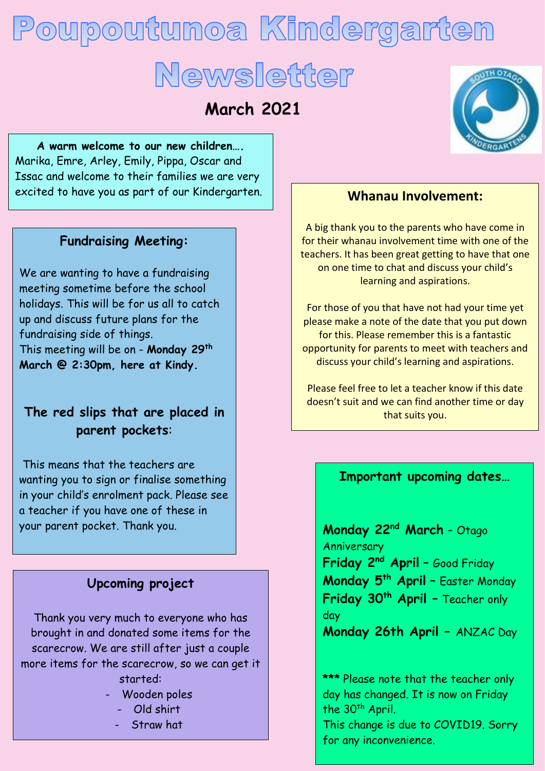# Poupoutunoa Kindergarten Newsletter

## March 2021

**A warm welcome to our new children….** Marika, Emre, Arley, Emily, Pippa, Oscar and Issac and welcome to their families we are very excited to have you as part of our Kindergarten.

### Fundraising Meeting:

We are wanting to have a fundraising meeting sometime before the school holidays. This will be for us all to catch up and discuss future plans for the fundraising side of things.
This meeting will be on - **Monday 29th March @ 2:30pm, here at Kindy.**

### The red slips that are placed in parent pockets:

This means that the teachers are wanting you to sign or finalise something in your child's enrolment pack. Please see a teacher if you have one of these in your parent pocket. Thank you.

### Upcoming project

Thank you very much to everyone who has brought in and donated some items for the scarecrow. We are still after just a couple more items for the scarecrow, so we can get it started:

- Wooden poles
- Old shirt
- Straw hat

### Whanau Involvement:

A big thank you to the parents who have come in for their whanau involvement time with one of the teachers. It has been great getting to have that one on one time to chat and discuss your child's learning and aspirations.

For those of you that have not had your time yet please make a note of the date that you put down for this. Please remember this is a fantastic opportunity for parents to meet with teachers and discuss your child's learning and aspirations.

Please feel free to let a teacher know if this date doesn't suit and we can find another time or day that suits you.

### Important upcoming dates…

**Monday 22nd March** - Otago Anniversary
**Friday 2nd April** – Good Friday
**Monday 5th April** – Easter Monday
**Friday 30th April** – Teacher only day
**Monday 26th April** – ANZAC Day

*** Please note that the teacher only day has changed. It is now on Friday the 30th April.
This change is due to COVID19. Sorry for any inconvenience.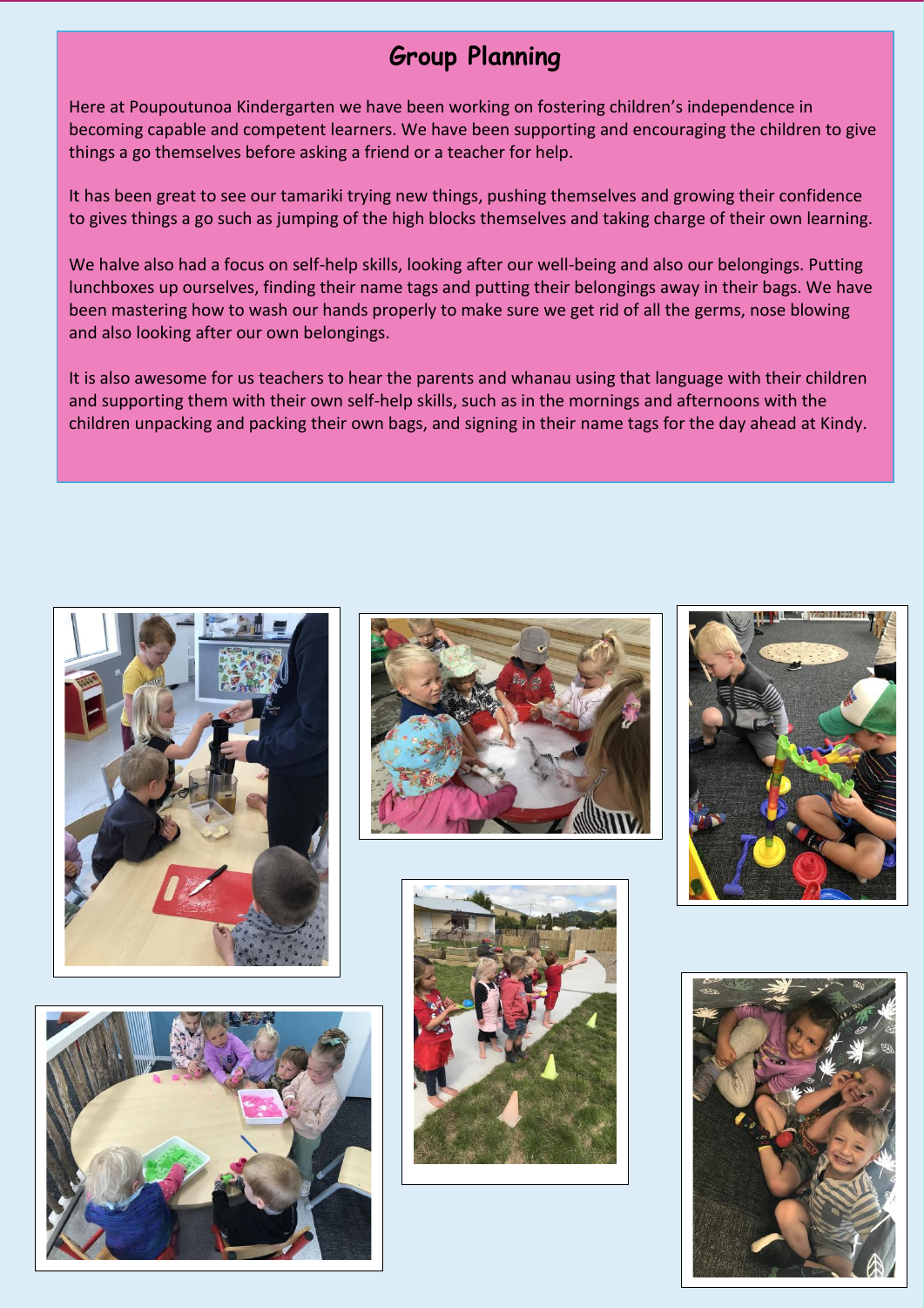# Group Planning

Here at Poupoutunoa Kindergarten we have been working on fostering children's independence in becoming capable and competent learners. We have been supporting and encouraging the children to give things a go themselves before asking a friend or a teacher for help.

It has been great to see our tamariki trying new things, pushing themselves and growing their confidence to gives things a go such as jumping of the high blocks themselves and taking charge of their own learning.

We halve also had a focus on self-help skills, looking after our well-being and also our belongings. Putting lunchboxes up ourselves, finding their name tags and putting their belongings away in their bags. We have been mastering how to wash our hands properly to make sure we get rid of all the germs, nose blowing and also looking after our own belongings.

It is also awesome for us teachers to hear the parents and whanau using that language with their children and supporting them with their own self-help skills, such as in the mornings and afternoons with the children unpacking and packing their own bags, and signing in their name tags for the day ahead at Kindy.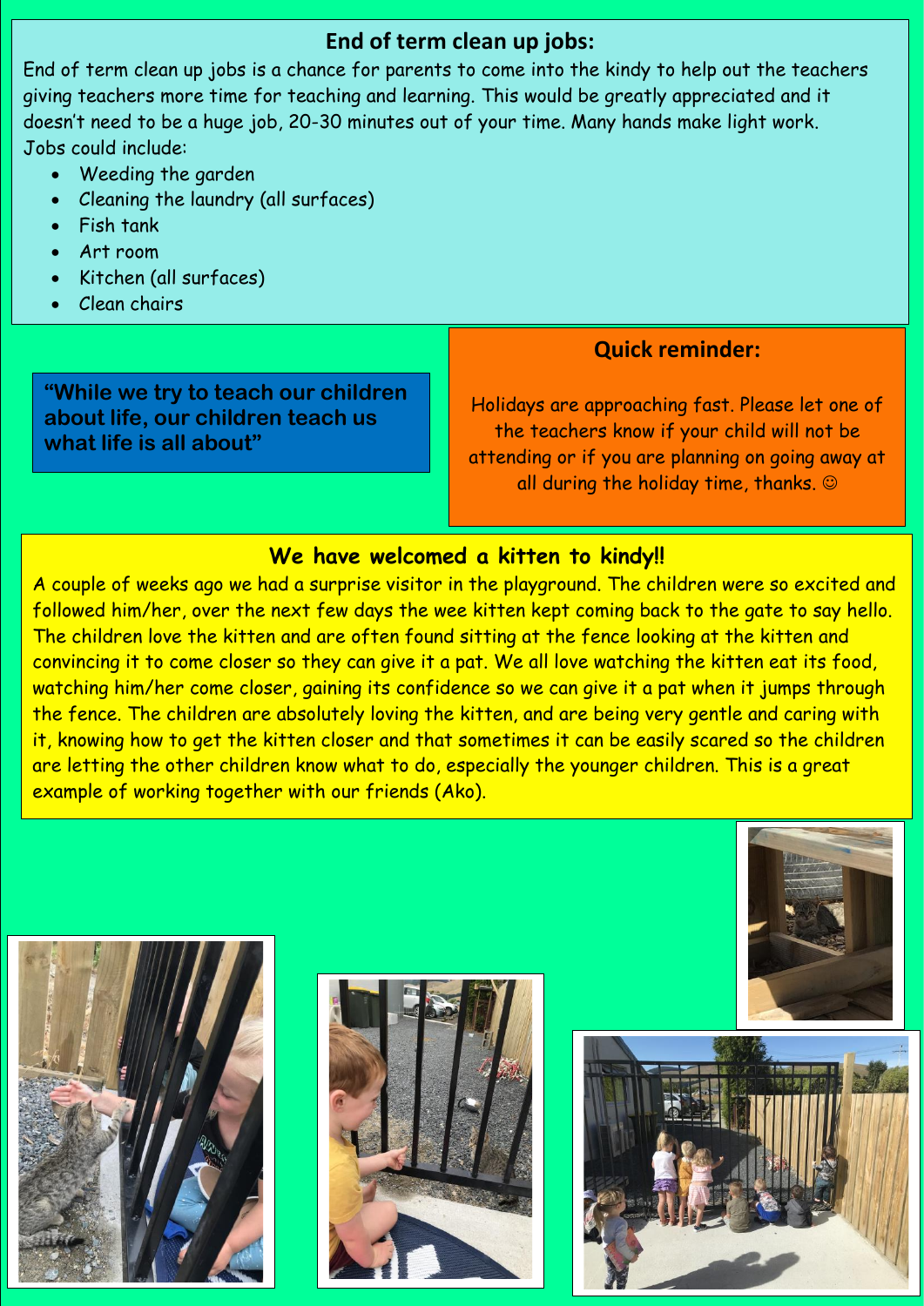## End of term clean up jobs:

End of term clean up jobs is a chance for parents to come into the kindy to help out the teachers giving teachers more time for teaching and learning. This would be greatly appreciated and it doesn't need to be a huge job, 20-30 minutes out of your time. Many hands make light work.
Jobs could include:

- Weeding the garden
- Cleaning the laundry (all surfaces)
- Fish tank
- Art room
- Kitchen (all surfaces)
- Clean chairs

**"While we try to teach our children about life, our children teach us what life is all about"**

## Quick reminder:

Holidays are approaching fast. Please let one of the teachers know if your child will not be attending or if you are planning on going away at all during the holiday time, thanks. ☺

## We have welcomed a kitten to kindy!!

A couple of weeks ago we had a surprise visitor in the playground. The children were so excited and followed him/her, over the next few days the wee kitten kept coming back to the gate to say hello. The children love the kitten and are often found sitting at the fence looking at the kitten and convincing it to come closer so they can give it a pat. We all love watching the kitten eat its food, watching him/her come closer, gaining its confidence so we can give it a pat when it jumps through the fence. The children are absolutely loving the kitten, and are being very gentle and caring with it, knowing how to get the kitten closer and that sometimes it can be easily scared so the children are letting the other children know what to do, especially the younger children. This is a great example of working together with our friends (Ako).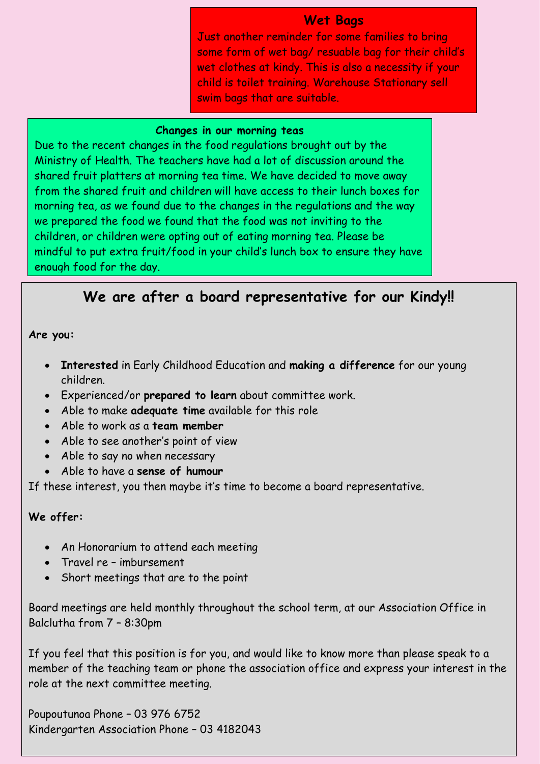## Wet Bags

Just another reminder for some families to bring some form of wet bag/ resuable bag for their child's wet clothes at kindy. This is also a necessity if your child is toilet training. Warehouse Stationary sell swim bags that are suitable.

### Changes in our morning teas

Due to the recent changes in the food regulations brought out by the Ministry of Health. The teachers have had a lot of discussion around the shared fruit platters at morning tea time. We have decided to move away from the shared fruit and children will have access to their lunch boxes for morning tea, as we found due to the changes in the regulations and the way we prepared the food we found that the food was not inviting to the children, or children were opting out of eating morning tea. Please be mindful to put extra fruit/food in your child's lunch box to ensure they have enough food for the day.

## We are after a board representative for our Kindy!!

**Are you:**

- **Interested** in Early Childhood Education and **making a difference** for our young children.
- Experienced/or **prepared to learn** about committee work.
- Able to make **adequate time** available for this role
- Able to work as a **team member**
- Able to see another's point of view
- Able to say no when necessary
- Able to have a **sense of humour**

If these interest, you then maybe it's time to become a board representative.

**We offer:**

- An Honorarium to attend each meeting
- Travel re – imbursement
- Short meetings that are to the point

Board meetings are held monthly throughout the school term, at our Association Office in Balclutha from 7 – 8:30pm

If you feel that this position is for you, and would like to know more than please speak to a member of the teaching team or phone the association office and express your interest in the role at the next committee meeting.

Poupoutunoa Phone – 03 976 6752
Kindergarten Association Phone – 03 4182043